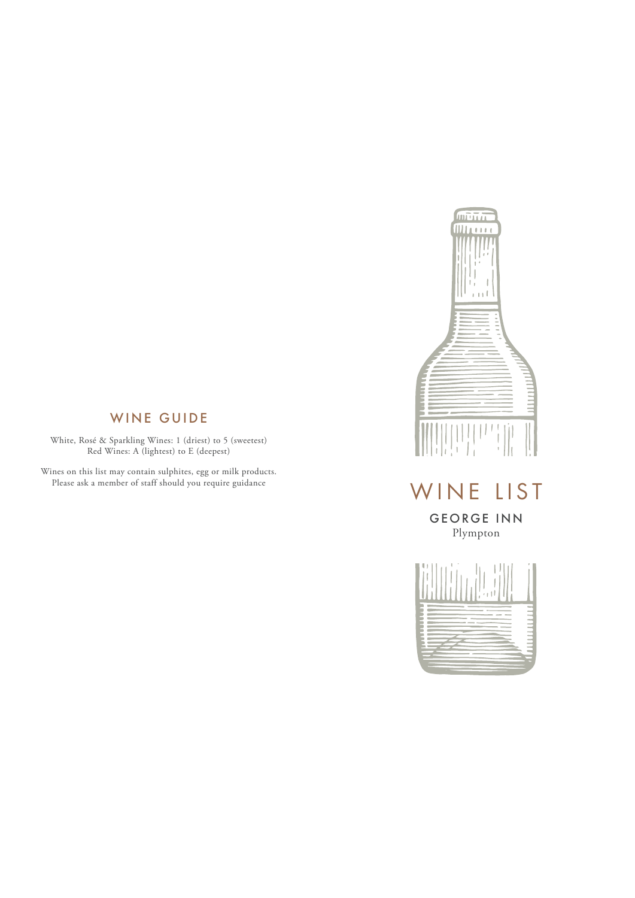## WINE GUIDE

White, Rosé & Sparkling Wines: 1 (driest) to 5 (sweetest)
Red Wines: A (lightest) to E (deepest)

Wines on this list may contain sulphites, egg or milk products.
Please ask a member of staff should you require guidance

# WINE LIST

## GEORGE INN

Plympton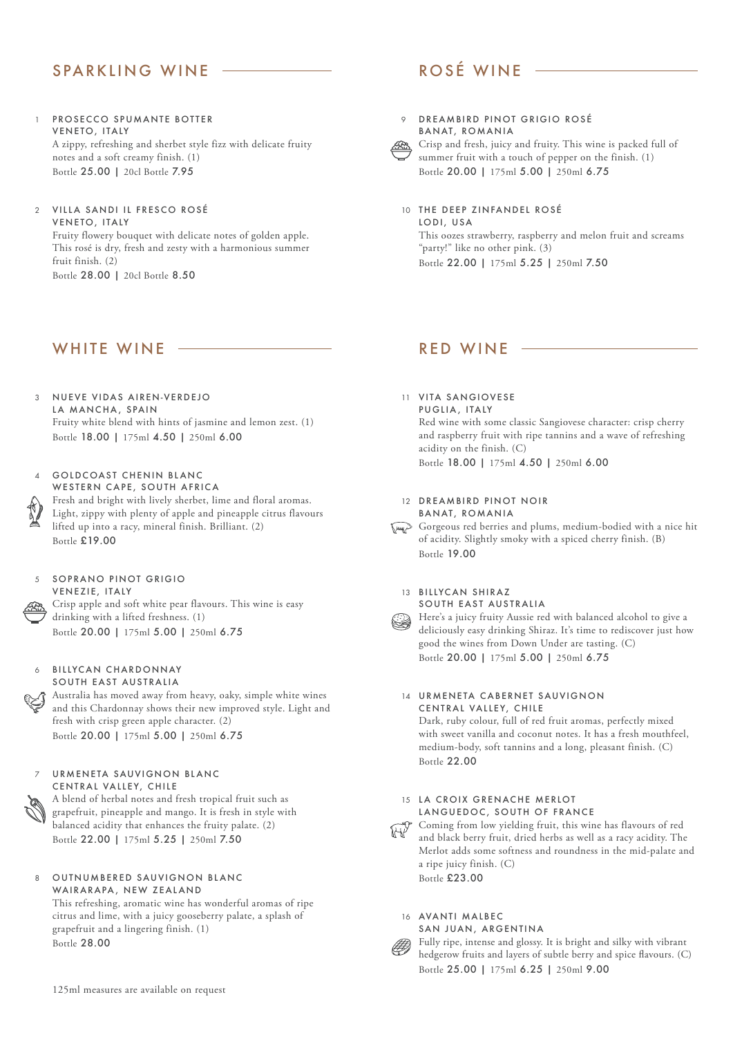## SPARKLING WINE

1 **PROSECCO SPUMANTE BOTTER**
**VENETO, ITALY**
A zippy, refreshing and sherbet style fizz with delicate fruity notes and a soft creamy finish. (1)
Bottle **25.00** | 20cl Bottle **7.95**

2 **VILLA SANDI IL FRESCO ROSÉ**
**VENETO, ITALY**
Fruity flowery bouquet with delicate notes of golden apple. This rosé is dry, fresh and zesty with a harmonious summer fruit finish. (2)
Bottle **28.00** | 20cl Bottle **8.50**

## WHITE WINE

3 **NUEVE VIDAS AIREN-VERDEJO**
**LA MANCHA, SPAIN**
Fruity white blend with hints of jasmine and lemon zest. (1)
Bottle **18.00** | 175ml **4.50** | 250ml **6.00**

4 **GOLDCOAST CHENIN BLANC**
**WESTERN CAPE, SOUTH AFRICA**
Fresh and bright with lively sherbet, lime and floral aromas. Light, zippy with plenty of apple and pineapple citrus flavours lifted up into a racy, mineral finish. Brilliant. (2)
Bottle **£19.00**

5 **SOPRANO PINOT GRIGIO**
**VENEZIE, ITALY**
Crisp apple and soft white pear flavours. This wine is easy drinking with a lifted freshness. (1)
Bottle **20.00** | 175ml **5.00** | 250ml **6.75**

6 **BILLYCAN CHARDONNAY**
**SOUTH EAST AUSTRALIA**
Australia has moved away from heavy, oaky, simple white wines and this Chardonnay shows their new improved style. Light and fresh with crisp green apple character. (2)
Bottle **20.00** | 175ml **5.00** | 250ml **6.75**

7 **URMENETA SAUVIGNON BLANC**
**CENTRAL VALLEY, CHILE**
A blend of herbal notes and fresh tropical fruit such as grapefruit, pineapple and mango. It is fresh in style with balanced acidity that enhances the fruity palate. (2)
Bottle **22.00** | 175ml **5.25** | 250ml **7.50**

8 **OUTNUMBERED SAUVIGNON BLANC**
**WAIRARAPA, NEW ZEALAND**
This refreshing, aromatic wine has wonderful aromas of ripe citrus and lime, with a juicy gooseberry palate, a splash of grapefruit and a lingering finish. (1)
Bottle **28.00**

125ml measures are available on request

## ROSÉ WINE

9 **DREAMBIRD PINOT GRIGIO ROSÉ**
**BANAT, ROMANIA**
Crisp and fresh, juicy and fruity. This wine is packed full of summer fruit with a touch of pepper on the finish. (1)
Bottle **20.00** | 175ml **5.00** | 250ml **6.75**

10 **THE DEEP ZINFANDEL ROSÉ**
**LODI, USA**
This oozes strawberry, raspberry and melon fruit and screams "party!" like no other pink. (3)
Bottle **22.00** | 175ml **5.25** | 250ml **7.50**

## RED WINE

11 **VITA SANGIOVESE**
**PUGLIA, ITALY**
Red wine with some classic Sangiovese character: crisp cherry and raspberry fruit with ripe tannins and a wave of refreshing acidity on the finish. (C)
Bottle **18.00** | 175ml **4.50** | 250ml **6.00**

12 **DREAMBIRD PINOT NOIR**
**BANAT, ROMANIA**
Gorgeous red berries and plums, medium-bodied with a nice hit of acidity. Slightly smoky with a spiced cherry finish. (B)
Bottle **19.00**

13 **BILLYCAN SHIRAZ**
**SOUTH EAST AUSTRALIA**
Here's a juicy fruity Aussie red with balanced alcohol to give a deliciously easy drinking Shiraz. It's time to rediscover just how good the wines from Down Under are tasting. (C)
Bottle **20.00** | 175ml **5.00** | 250ml **6.75**

14 **URMENETA CABERNET SAUVIGNON**
**CENTRAL VALLEY, CHILE**
Dark, ruby colour, full of red fruit aromas, perfectly mixed with sweet vanilla and coconut notes. It has a fresh mouthfeel, medium-body, soft tannins and a long, pleasant finish. (C)
Bottle **22.00**

15 **LA CROIX GRENACHE MERLOT**
**LANGUEDOC, SOUTH OF FRANCE**
Coming from low yielding fruit, this wine has flavours of red and black berry fruit, dried herbs as well as a racy acidity. The Merlot adds some softness and roundness in the mid-palate and a ripe juicy finish. (C)
Bottle **£23.00**

16 **AVANTI MALBEC**
**SAN JUAN, ARGENTINA**
Fully ripe, intense and glossy. It is bright and silky with vibrant hedgerow fruits and layers of subtle berry and spice flavours. (C)
Bottle **25.00** | 175ml **6.25** | 250ml **9.00**